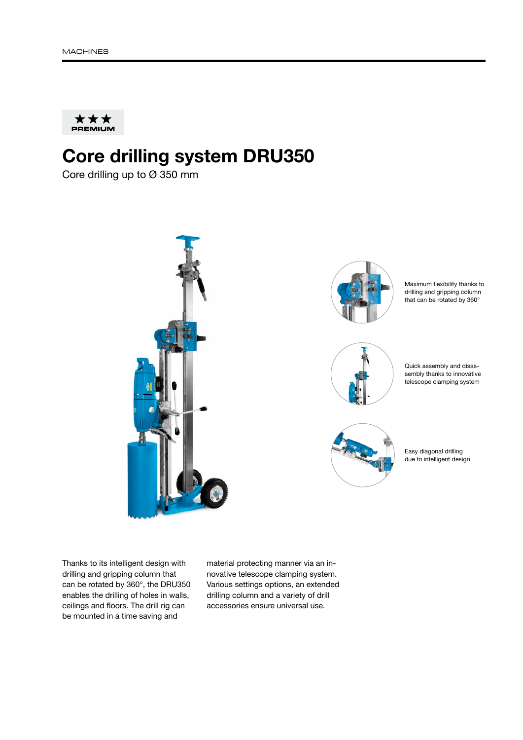★★★
PREMIUM

# Core drilling system DRU350

Core drilling up to Ø 350 mm

Maximum flexibility thanks to drilling and gripping column that can be rotated by 360°

Quick assembly and disassembly thanks to innovative telescope clamping system

Easy diagonal drilling due to intelligent design

Thanks to its intelligent design with drilling and gripping column that can be rotated by 360°, the DRU350 enables the drilling of holes in walls, ceilings and floors. The drill rig can be mounted in a time saving and material protecting manner via an innovative telescope clamping system. Various settings options, an extended drilling column and a variety of drill accessories ensure universal use.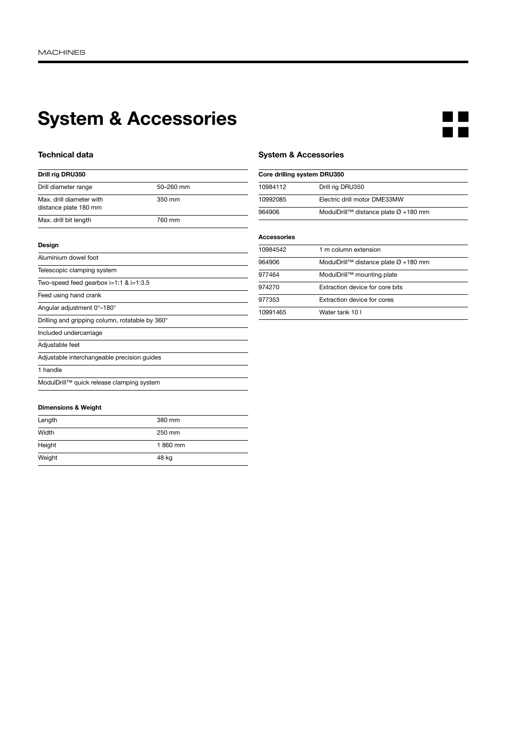# System & Accessories

## Technical data

| Drill rig DRU350 | |
|---|---|
| Drill diameter range | 50–260 mm |
| Max. drill diameter with distance plate 180 mm | 350 mm |
| Max. drill bit length | 760 mm |

| Design |
|---|
| Aluminium dowel foot |
| Telescopic clamping system |
| Two-speed feed gearbox i=1:1 & i=1:3.5 |
| Feed using hand crank |
| Angular adjustment 0°–180° |
| Drilling and gripping column, rotatable by 360° |
| Included undercarriage |
| Adjustable feet |
| Adjustable interchangeable precision guides |
| 1 handle |
| ModulDrill™ quick release clamping system |

| Dimensions & Weight | |
|---|---|
| Length | 380 mm |
| Width | 250 mm |
| Height | 1 860 mm |
| Weight | 48 kg |

## System & Accessories

| Core drilling system DRU350 | |
|---|---|
| 10984112 | Drill rig DRU350 |
| 10992085 | Electric drill motor DME33MW |
| 964906 | ModulDrill™ distance plate Ø +180 mm |

| Accessories | |
|---|---|
| 10984542 | 1 m column extension |
| 964906 | ModulDrill™ distance plate Ø +180 mm |
| 977464 | ModulDrill™ mounting plate |
| 974270 | Extraction device for core bits |
| 977353 | Extraction device for cores |
| 10991465 | Water tank 10 l |